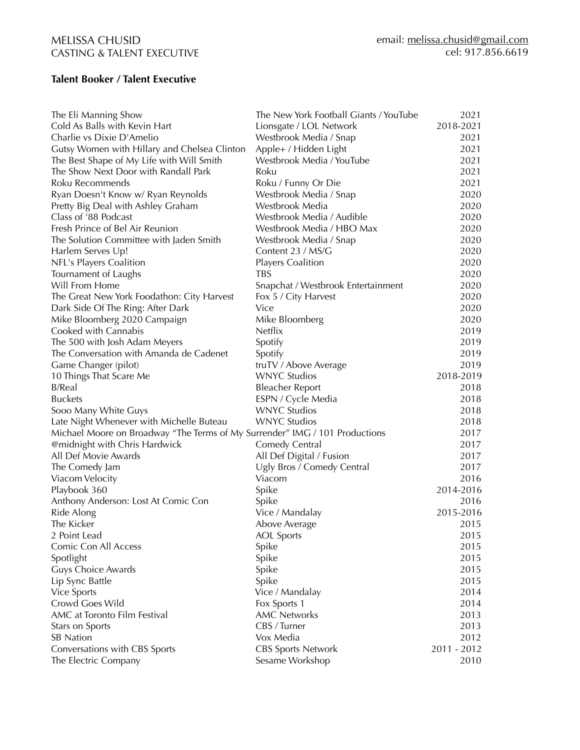MELISSA CHUSID
CASTING & TALENT EXECUTIVE

email: melissa.chusid@gmail.com
cel: 917.856.6619

**Talent Booker / Talent Executive**

| Show | Network / Company | Year |
|---|---|---|
| The Eli Manning Show | The New York Football Giants / YouTube | 2021 |
| Cold As Balls with Kevin Hart | Lionsgate / LOL Network | 2018-2021 |
| Charlie vs Dixie D'Amelio | Westbrook Media / Snap | 2021 |
| Gutsy Women with Hillary and Chelsea Clinton | Apple+ / Hidden Light | 2021 |
| The Best Shape of My Life with Will Smith | Westbrook Media / YouTube | 2021 |
| The Show Next Door with Randall Park | Roku | 2021 |
| Roku Recommends | Roku / Funny Or Die | 2021 |
| Ryan Doesn't Know w/ Ryan Reynolds | Westbrook Media / Snap | 2020 |
| Pretty Big Deal with Ashley Graham | Westbrook Media | 2020 |
| Class of '88 Podcast | Westbrook Media / Audible | 2020 |
| Fresh Prince of Bel Air Reunion | Westbrook Media / HBO Max | 2020 |
| The Solution Committee with Jaden Smith | Westbrook Media / Snap | 2020 |
| Harlem Serves Up! | Content 23 / MS/G | 2020 |
| NFL's Players Coalition | Players Coalition | 2020 |
| Tournament of Laughs | TBS | 2020 |
| Will From Home | Snapchat / Westbrook Entertainment | 2020 |
| The Great New York Foodathon: City Harvest | Fox 5 / City Harvest | 2020 |
| Dark Side Of The Ring: After Dark | Vice | 2020 |
| Mike Bloomberg 2020 Campaign | Mike Bloomberg | 2020 |
| Cooked with Cannabis | Netflix | 2019 |
| The 500 with Josh Adam Meyers | Spotify | 2019 |
| The Conversation with Amanda de Cadenet | Spotify | 2019 |
| Game Changer (pilot) | truTV / Above Average | 2019 |
| 10 Things That Scare Me | WNYC Studios | 2018-2019 |
| B/Real | Bleacher Report | 2018 |
| Buckets | ESPN / Cycle Media | 2018 |
| Sooo Many White Guys | WNYC Studios | 2018 |
| Late Night Whenever with Michelle Buteau | WNYC Studios | 2018 |
| Michael Moore on Broadway "The Terms of My Surrender" | IMG / 101 Productions | 2017 |
| @midnight with Chris Hardwick | Comedy Central | 2017 |
| All Def Movie Awards | All Def Digital / Fusion | 2017 |
| The Comedy Jam | Ugly Bros / Comedy Central | 2017 |
| Viacom Velocity | Viacom | 2016 |
| Playbook 360 | Spike | 2014-2016 |
| Anthony Anderson: Lost At Comic Con | Spike | 2016 |
| Ride Along | Vice / Mandalay | 2015-2016 |
| The Kicker | Above Average | 2015 |
| 2 Point Lead | AOL Sports | 2015 |
| Comic Con All Access | Spike | 2015 |
| Spotlight | Spike | 2015 |
| Guys Choice Awards | Spike | 2015 |
| Lip Sync Battle | Spike | 2015 |
| Vice Sports | Vice / Mandalay | 2014 |
| Crowd Goes Wild | Fox Sports 1 | 2014 |
| AMC at Toronto Film Festival | AMC Networks | 2013 |
| Stars on Sports | CBS / Turner | 2013 |
| SB Nation | Vox Media | 2012 |
| Conversations with CBS Sports | CBS Sports Network | 2011 - 2012 |
| The Electric Company | Sesame Workshop | 2010 |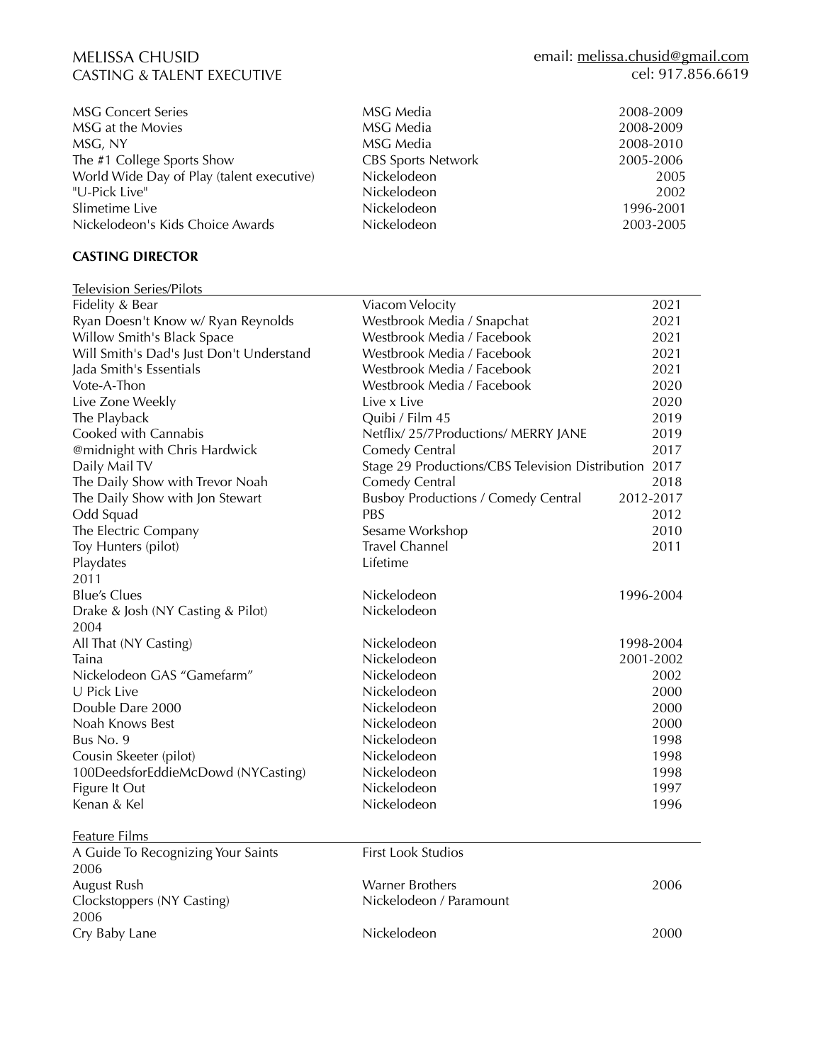MELISSA CHUSID
CASTING & TALENT EXECUTIVE

email: melissa.chusid@gmail.com
cel: 917.856.6619

| | | |
|---|---|---|
| MSG Concert Series | MSG Media | 2008-2009 |
| MSG at the Movies | MSG Media | 2008-2009 |
| MSG, NY | MSG Media | 2008-2010 |
| The #1 College Sports Show | CBS Sports Network | 2005-2006 |
| World Wide Day of Play (talent executive) | Nickelodeon | 2005 |
| "U-Pick Live" | Nickelodeon | 2002 |
| Slimetime Live | Nickelodeon | 1996-2001 |
| Nickelodeon's Kids Choice Awards | Nickelodeon | 2003-2005 |

**CASTING DIRECTOR**

| Television Series/Pilots | | |
|---|---|---|
| Fidelity & Bear | Viacom Velocity | 2021 |
| Ryan Doesn't Know w/ Ryan Reynolds | Westbrook Media / Snapchat | 2021 |
| Willow Smith's Black Space | Westbrook Media / Facebook | 2021 |
| Will Smith's Dad's Just Don't Understand | Westbrook Media / Facebook | 2021 |
| Jada Smith's Essentials | Westbrook Media / Facebook | 2021 |
| Vote-A-Thon | Westbrook Media / Facebook | 2020 |
| Live Zone Weekly | Live x Live | 2020 |
| The Playback | Quibi / Film 45 | 2019 |
| Cooked with Cannabis | Netflix/ 25/7Productions/ MERRY JANE | 2019 |
| @midnight with Chris Hardwick | Comedy Central | 2017 |
| Daily Mail TV | Stage 29 Productions/CBS Television Distribution | 2017 |
| The Daily Show with Trevor Noah | Comedy Central | 2018 |
| The Daily Show with Jon Stewart | Busboy Productions / Comedy Central | 2012-2017 |
| Odd Squad | PBS | 2012 |
| The Electric Company | Sesame Workshop | 2010 |
| Toy Hunters (pilot) | Travel Channel | 2011 |
| Playdates | Lifetime | 2011 |
| Blue's Clues | Nickelodeon | 1996-2004 |
| Drake & Josh (NY Casting & Pilot) | Nickelodeon | 2004 |
| All That (NY Casting) | Nickelodeon | 1998-2004 |
| Taina | Nickelodeon | 2001-2002 |
| Nickelodeon GAS "Gamefarm" | Nickelodeon | 2002 |
| U Pick Live | Nickelodeon | 2000 |
| Double Dare 2000 | Nickelodeon | 2000 |
| Noah Knows Best | Nickelodeon | 2000 |
| Bus No. 9 | Nickelodeon | 1998 |
| Cousin Skeeter (pilot) | Nickelodeon | 1998 |
| 100DeedsforEddieMcDowd (NYCasting) | Nickelodeon | 1998 |
| Figure It Out | Nickelodeon | 1997 |
| Kenan & Kel | Nickelodeon | 1996 |

| Feature Films | | |
|---|---|---|
| A Guide To Recognizing Your Saints | First Look Studios | 2006 |
| August Rush | Warner Brothers | 2006 |
| Clockstoppers (NY Casting) | Nickelodeon / Paramount | 2006 |
| Cry Baby Lane | Nickelodeon | 2000 |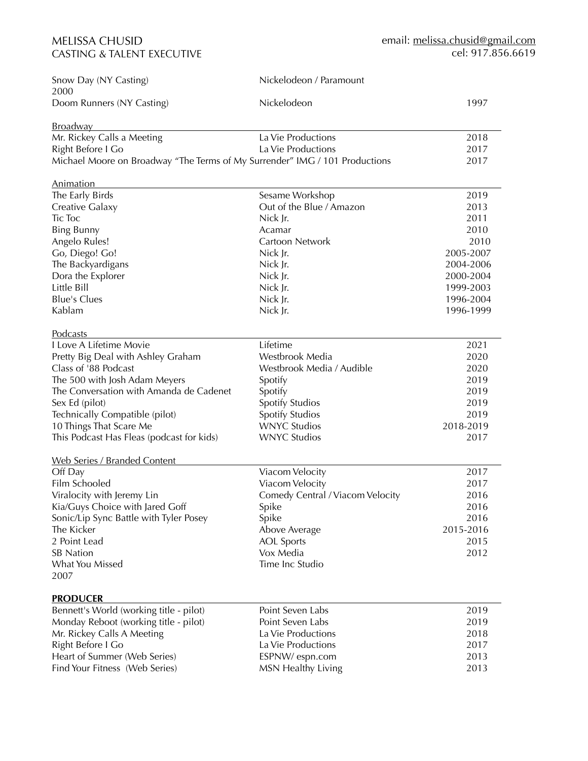MELISSA CHUSID
CASTING & TALENT EXECUTIVE

email: melissa.chusid@gmail.com
cel: 917.856.6619

| | | |
|---|---|---|
| Snow Day (NY Casting) 2000 | Nickelodeon / Paramount | |
| Doom Runners (NY Casting) | Nickelodeon | 1997 |

**Broadway**

| | | |
|---|---|---|
| Mr. Rickey Calls a Meeting | La Vie Productions | 2018 |
| Right Before I Go | La Vie Productions | 2017 |
| Michael Moore on Broadway "The Terms of My Surrender" IMG / 101 Productions | | 2017 |

**Animation**

| | | |
|---|---|---|
| The Early Birds | Sesame Workshop | 2019 |
| Creative Galaxy | Out of the Blue / Amazon | 2013 |
| Tic Toc | Nick Jr. | 2011 |
| Bing Bunny | Acamar | 2010 |
| Angelo Rules! | Cartoon Network | 2010 |
| Go, Diego! Go! | Nick Jr. | 2005-2007 |
| The Backyardigans | Nick Jr. | 2004-2006 |
| Dora the Explorer | Nick Jr. | 2000-2004 |
| Little Bill | Nick Jr. | 1999-2003 |
| Blue's Clues | Nick Jr. | 1996-2004 |
| Kablam | Nick Jr. | 1996-1999 |

**Podcasts**

| | | |
|---|---|---|
| I Love A Lifetime Movie | Lifetime | 2021 |
| Pretty Big Deal with Ashley Graham | Westbrook Media | 2020 |
| Class of '88 Podcast | Westbrook Media / Audible | 2020 |
| The 500 with Josh Adam Meyers | Spotify | 2019 |
| The Conversation with Amanda de Cadenet | Spotify | 2019 |
| Sex Ed (pilot) | Spotify Studios | 2019 |
| Technically Compatible (pilot) | Spotify Studios | 2019 |
| 10 Things That Scare Me | WNYC Studios | 2018-2019 |
| This Podcast Has Fleas (podcast for kids) | WNYC Studios | 2017 |

**Web Series / Branded Content**

| | | |
|---|---|---|
| Off Day | Viacom Velocity | 2017 |
| Film Schooled | Viacom Velocity | 2017 |
| Viralocity with Jeremy Lin | Comedy Central / Viacom Velocity | 2016 |
| Kia/Guys Choice with Jared Goff | Spike | 2016 |
| Sonic/Lip Sync Battle with Tyler Posey | Spike | 2016 |
| The Kicker | Above Average | 2015-2016 |
| 2 Point Lead | AOL Sports | 2015 |
| SB Nation | Vox Media | 2012 |
| What You Missed 2007 | Time Inc Studio | |

## PRODUCER

| | | |
|---|---|---|
| Bennett's World (working title - pilot) | Point Seven Labs | 2019 |
| Monday Reboot (working title - pilot) | Point Seven Labs | 2019 |
| Mr. Rickey Calls A Meeting | La Vie Productions | 2018 |
| Right Before I Go | La Vie Productions | 2017 |
| Heart of Summer (Web Series) | ESPNW/ espn.com | 2013 |
| Find Your Fitness (Web Series) | MSN Healthy Living | 2013 |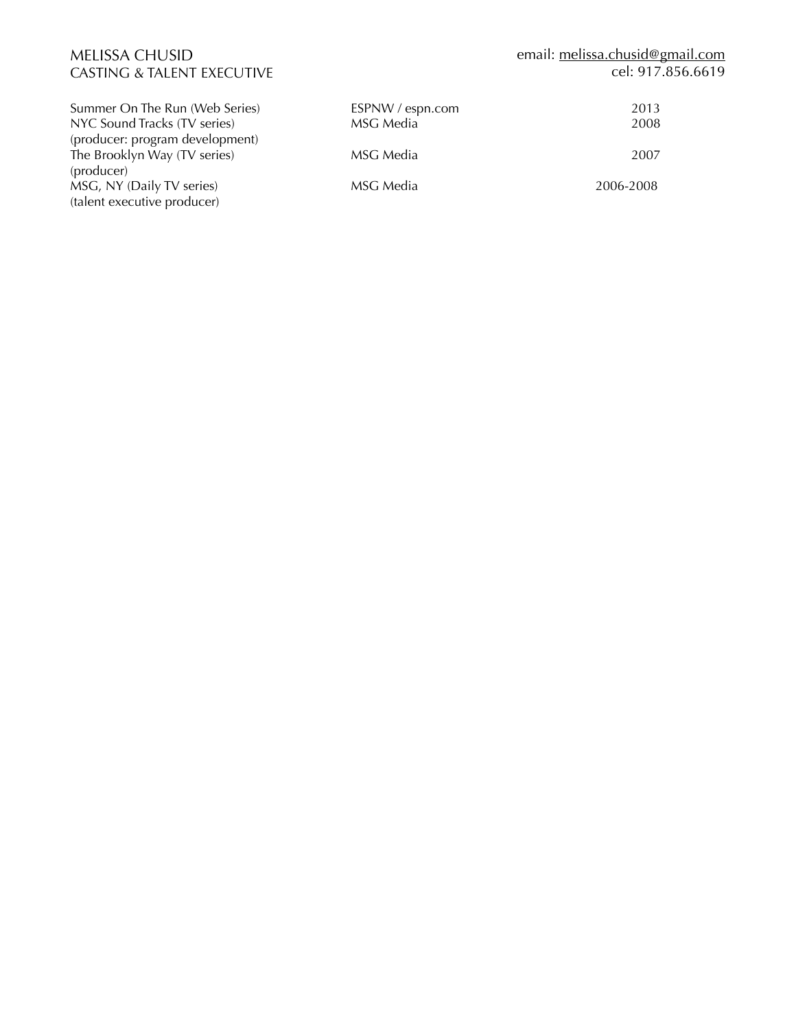MELISSA CHUSID
CASTING & TALENT EXECUTIVE

email: melissa.chusid@gmail.com
cel: 917.856.6619

| | | |
|---|---|---|
| Summer On The Run (Web Series) | ESPNW / espn.com | 2013 |
| NYC Sound Tracks (TV series)<br>(producer: program development) | MSG Media | 2008 |
| The Brooklyn Way (TV series)<br>(producer) | MSG Media | 2007 |
| MSG, NY (Daily TV series)<br>(talent executive producer) | MSG Media | 2006-2008 |